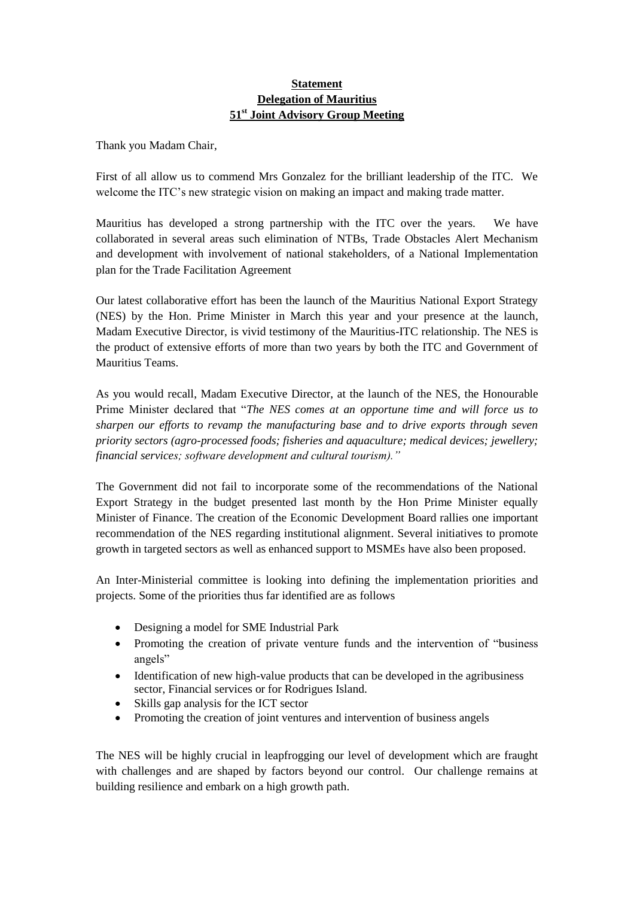**Statement**
**Delegation of Mauritius**
**51st Joint Advisory Group Meeting**

Thank you Madam Chair,

First of all allow us to commend Mrs Gonzalez for the brilliant leadership of the ITC. We welcome the ITC's new strategic vision on making an impact and making trade matter.

Mauritius has developed a strong partnership with the ITC over the years. We have collaborated in several areas such elimination of NTBs, Trade Obstacles Alert Mechanism and development with involvement of national stakeholders, of a National Implementation plan for the Trade Facilitation Agreement

Our latest collaborative effort has been the launch of the Mauritius National Export Strategy (NES) by the Hon. Prime Minister in March this year and your presence at the launch, Madam Executive Director, is vivid testimony of the Mauritius-ITC relationship. The NES is the product of extensive efforts of more than two years by both the ITC and Government of Mauritius Teams.

As you would recall, Madam Executive Director, at the launch of the NES, the Honourable Prime Minister declared that "*The NES comes at an opportune time and will force us to sharpen our efforts to revamp the manufacturing base and to drive exports through seven priority sectors (agro-processed foods; fisheries and aquaculture; medical devices; jewellery; financial services; software development and cultural tourism).*"

The Government did not fail to incorporate some of the recommendations of the National Export Strategy in the budget presented last month by the Hon Prime Minister equally Minister of Finance. The creation of the Economic Development Board rallies one important recommendation of the NES regarding institutional alignment. Several initiatives to promote growth in targeted sectors as well as enhanced support to MSMEs have also been proposed.

An Inter-Ministerial committee is looking into defining the implementation priorities and projects. Some of the priorities thus far identified are as follows

- Designing a model for SME Industrial Park
- Promoting the creation of private venture funds and the intervention of "business angels"
- Identification of new high-value products that can be developed in the agribusiness sector, Financial services or for Rodrigues Island.
- Skills gap analysis for the ICT sector
- Promoting the creation of joint ventures and intervention of business angels

The NES will be highly crucial in leapfrogging our level of development which are fraught with challenges and are shaped by factors beyond our control. Our challenge remains at building resilience and embark on a high growth path.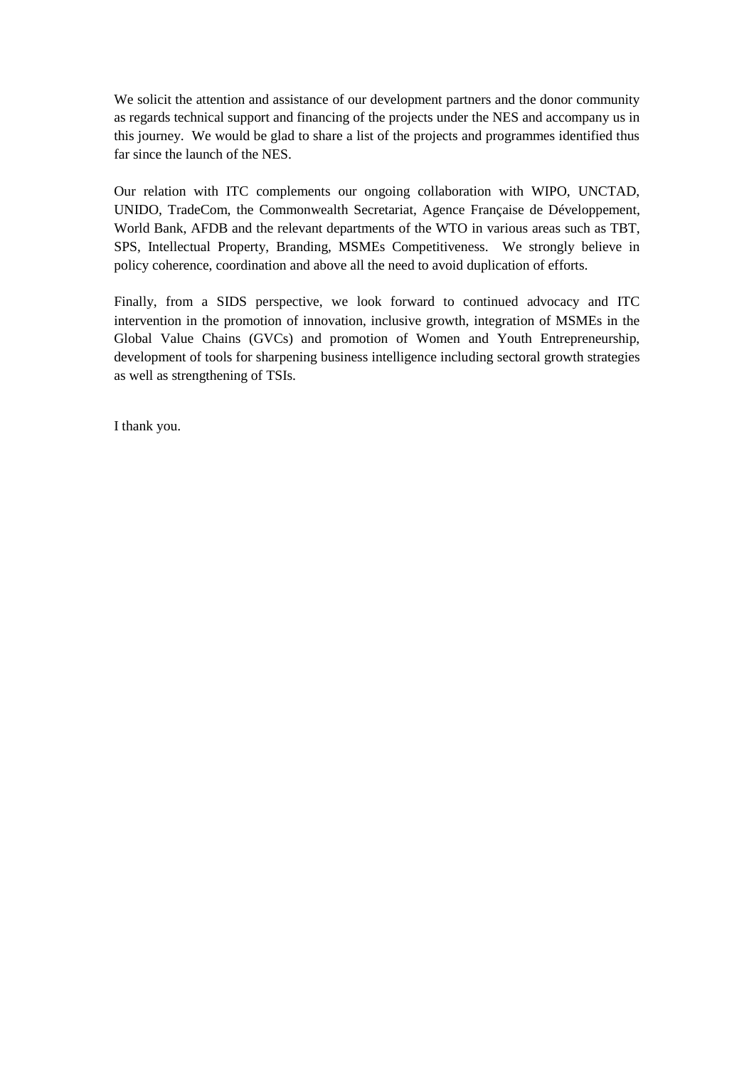We solicit the attention and assistance of our development partners and the donor community as regards technical support and financing of the projects under the NES and accompany us in this journey. We would be glad to share a list of the projects and programmes identified thus far since the launch of the NES.

Our relation with ITC complements our ongoing collaboration with WIPO, UNCTAD, UNIDO, TradeCom, the Commonwealth Secretariat, Agence Française de Développement, World Bank, AFDB and the relevant departments of the WTO in various areas such as TBT, SPS, Intellectual Property, Branding, MSMEs Competitiveness. We strongly believe in policy coherence, coordination and above all the need to avoid duplication of efforts.

Finally, from a SIDS perspective, we look forward to continued advocacy and ITC intervention in the promotion of innovation, inclusive growth, integration of MSMEs in the Global Value Chains (GVCs) and promotion of Women and Youth Entrepreneurship, development of tools for sharpening business intelligence including sectoral growth strategies as well as strengthening of TSIs.

I thank you.